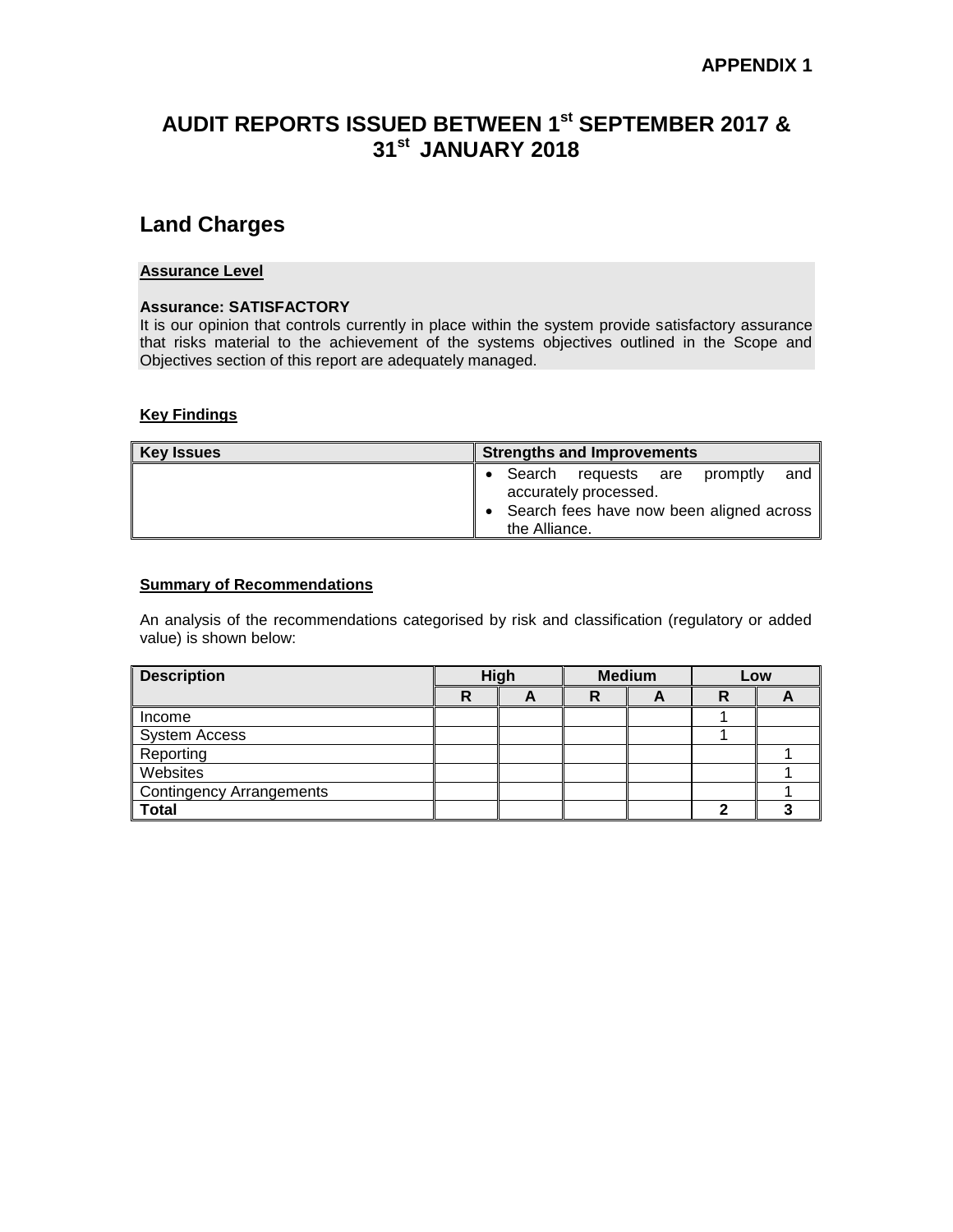**APPENDIX 1**

# AUDIT REPORTS ISSUED BETWEEN 1st SEPTEMBER 2017 & 31st JANUARY 2018

## Land Charges

**Assurance Level**

**Assurance: SATISFACTORY**
It is our opinion that controls currently in place within the system provide satisfactory assurance that risks material to the achievement of the systems objectives outlined in the Scope and Objectives section of this report are adequately managed.

**Key Findings**

| Key Issues | Strengths and Improvements |
|---|---|
| | • Search requests are promptly and accurately processed.<br>• Search fees have now been aligned across the Alliance. |

**Summary of Recommendations**

An analysis of the recommendations categorised by risk and classification (regulatory or added value) is shown below:

| Description | High | | Medium | | Low | |
|---|---|---|---|---|---|---|
| | R | A | R | A | R | A |
| Income | | | | | 1 | |
| System Access | | | | | 1 | |
| Reporting | | | | | | 1 |
| Websites | | | | | | 1 |
| Contingency Arrangements | | | | | | 1 |
| **Total** | | | | | **2** | **3** |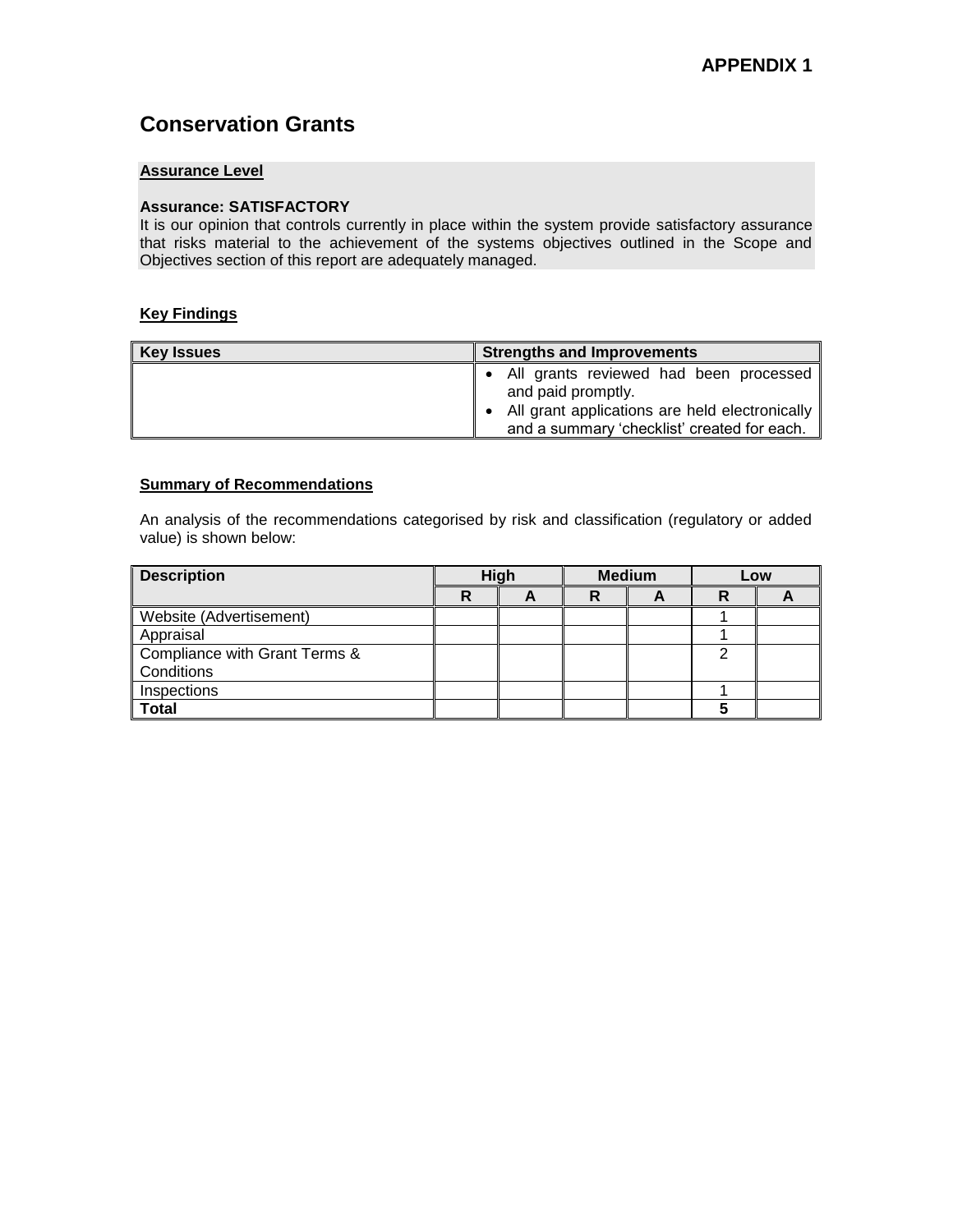**APPENDIX 1**

# Conservation Grants

**Assurance Level**

**Assurance: SATISFACTORY**

It is our opinion that controls currently in place within the system provide satisfactory assurance that risks material to the achievement of the systems objectives outlined in the Scope and Objectives section of this report are adequately managed.

**Key Findings**

| Key Issues | Strengths and Improvements |
|---|---|
| | • All grants reviewed had been processed and paid promptly.<br>• All grant applications are held electronically and a summary 'checklist' created for each. |

**Summary of Recommendations**

An analysis of the recommendations categorised by risk and classification (regulatory or added value) is shown below:

| Description | High | | Medium | | Low | |
|---|---|---|---|---|---|---|
| | R | A | R | A | R | A |
| Website (Advertisement) | | | | | 1 | |
| Appraisal | | | | | 1 | |
| Compliance with Grant Terms & Conditions | | | | | 2 | |
| Inspections | | | | | 1 | |
| **Total** | | | | | **5** | |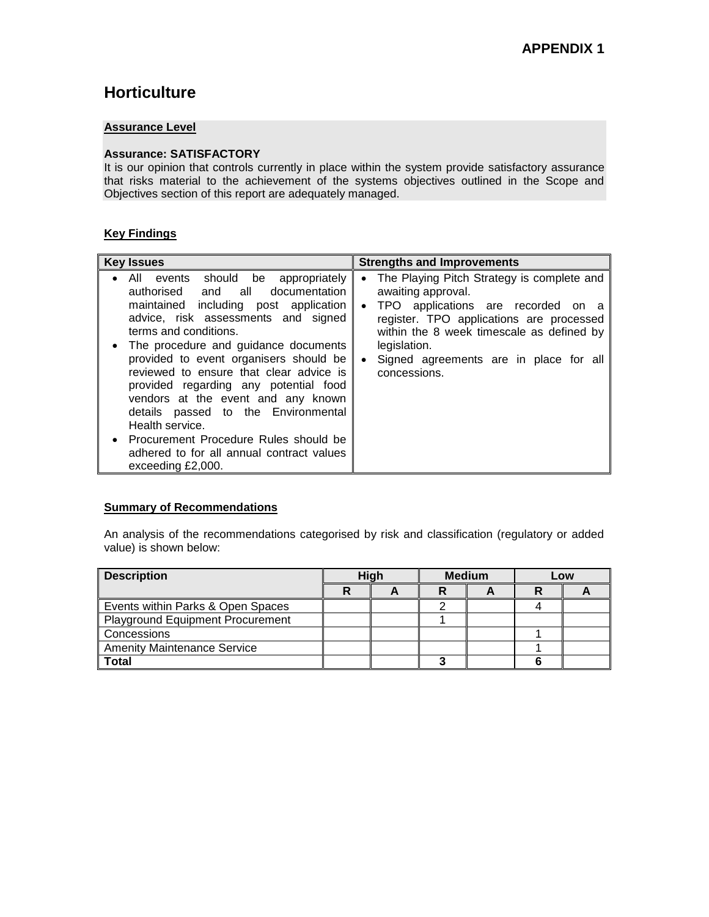**APPENDIX 1**

# Horticulture

**Assurance Level**

**Assurance: SATISFACTORY**
It is our opinion that controls currently in place within the system provide satisfactory assurance that risks material to the achievement of the systems objectives outlined in the Scope and Objectives section of this report are adequately managed.

**Key Findings**

| Key Issues | Strengths and Improvements |
|---|---|
| • All events should be appropriately authorised and all documentation maintained including post application advice, risk assessments and signed terms and conditions.<br>• The procedure and guidance documents provided to event organisers should be reviewed to ensure that clear advice is provided regarding any potential food vendors at the event and any known details passed to the Environmental Health service.<br>• Procurement Procedure Rules should be adhered to for all annual contract values exceeding £2,000. | • The Playing Pitch Strategy is complete and awaiting approval.<br>• TPO applications are recorded on a register. TPO applications are processed within the 8 week timescale as defined by legislation.<br>• Signed agreements are in place for all concessions. |

**Summary of Recommendations**

An analysis of the recommendations categorised by risk and classification (regulatory or added value) is shown below:

| Description | High | | Medium | | Low | |
|---|---|---|---|---|---|---|
| | R | A | R | A | R | A |
| Events within Parks & Open Spaces | | | 2 | | 4 | |
| Playground Equipment Procurement | | | 1 | | | |
| Concessions | | | | | 1 | |
| Amenity Maintenance Service | | | | | 1 | |
| **Total** | | | **3** | | **6** | |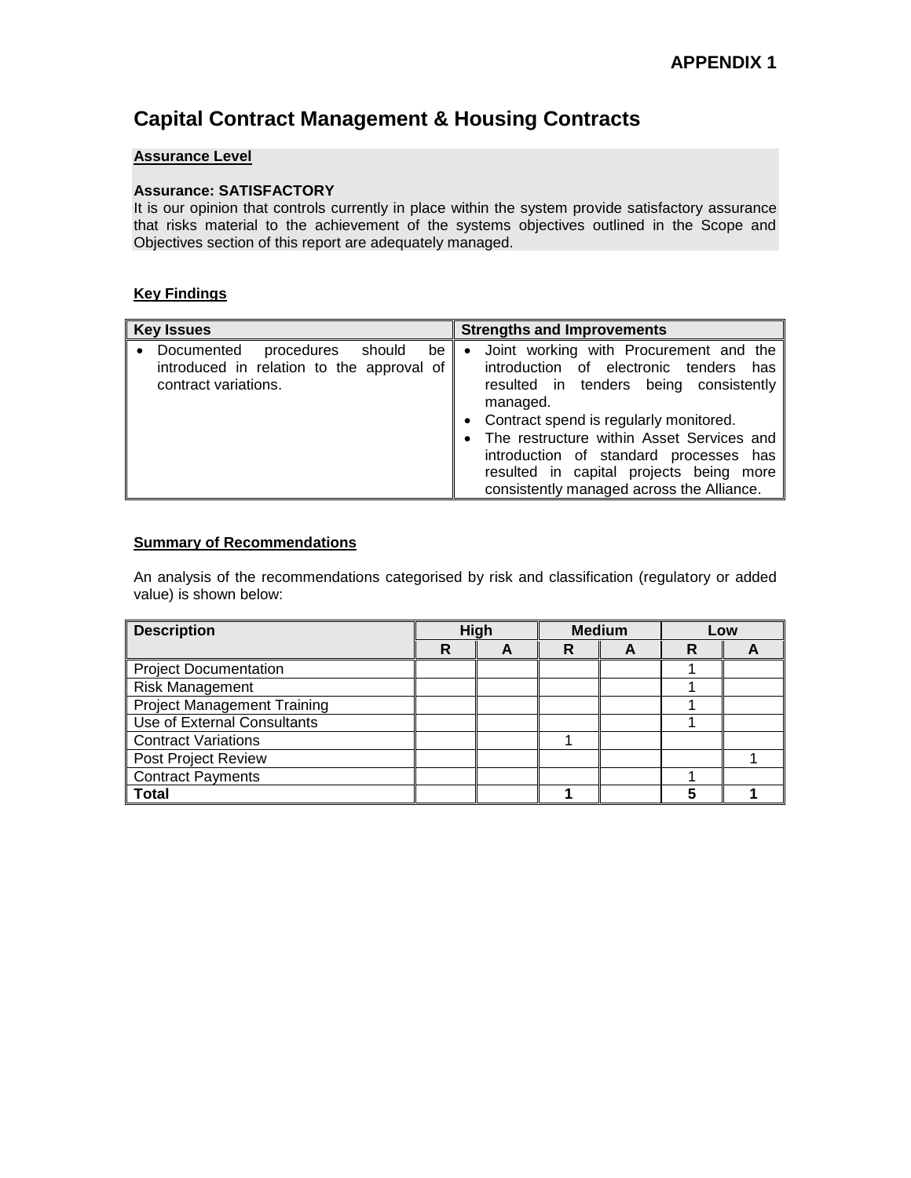**APPENDIX 1**

# Capital Contract Management & Housing Contracts

**Assurance Level**

**Assurance: SATISFACTORY**
It is our opinion that controls currently in place within the system provide satisfactory assurance that risks material to the achievement of the systems objectives outlined in the Scope and Objectives section of this report are adequately managed.

**Key Findings**

| Key Issues | Strengths and Improvements |
|---|---|
| • Documented procedures should be introduced in relation to the approval of contract variations. | • Joint working with Procurement and the introduction of electronic tenders has resulted in tenders being consistently managed.<br>• Contract spend is regularly monitored.<br>• The restructure within Asset Services and introduction of standard processes has resulted in capital projects being more consistently managed across the Alliance. |

**Summary of Recommendations**

An analysis of the recommendations categorised by risk and classification (regulatory or added value) is shown below:

| Description | High | | Medium | | Low | |
|---|---|---|---|---|---|---|
| | R | A | R | A | R | A |
| Project Documentation | | | | | 1 | |
| Risk Management | | | | | 1 | |
| Project Management Training | | | | | 1 | |
| Use of External Consultants | | | | | 1 | |
| Contract Variations | | | 1 | | | |
| Post Project Review | | | | | | 1 |
| Contract Payments | | | | | 1 | |
| **Total** | | | **1** | | **5** | **1** |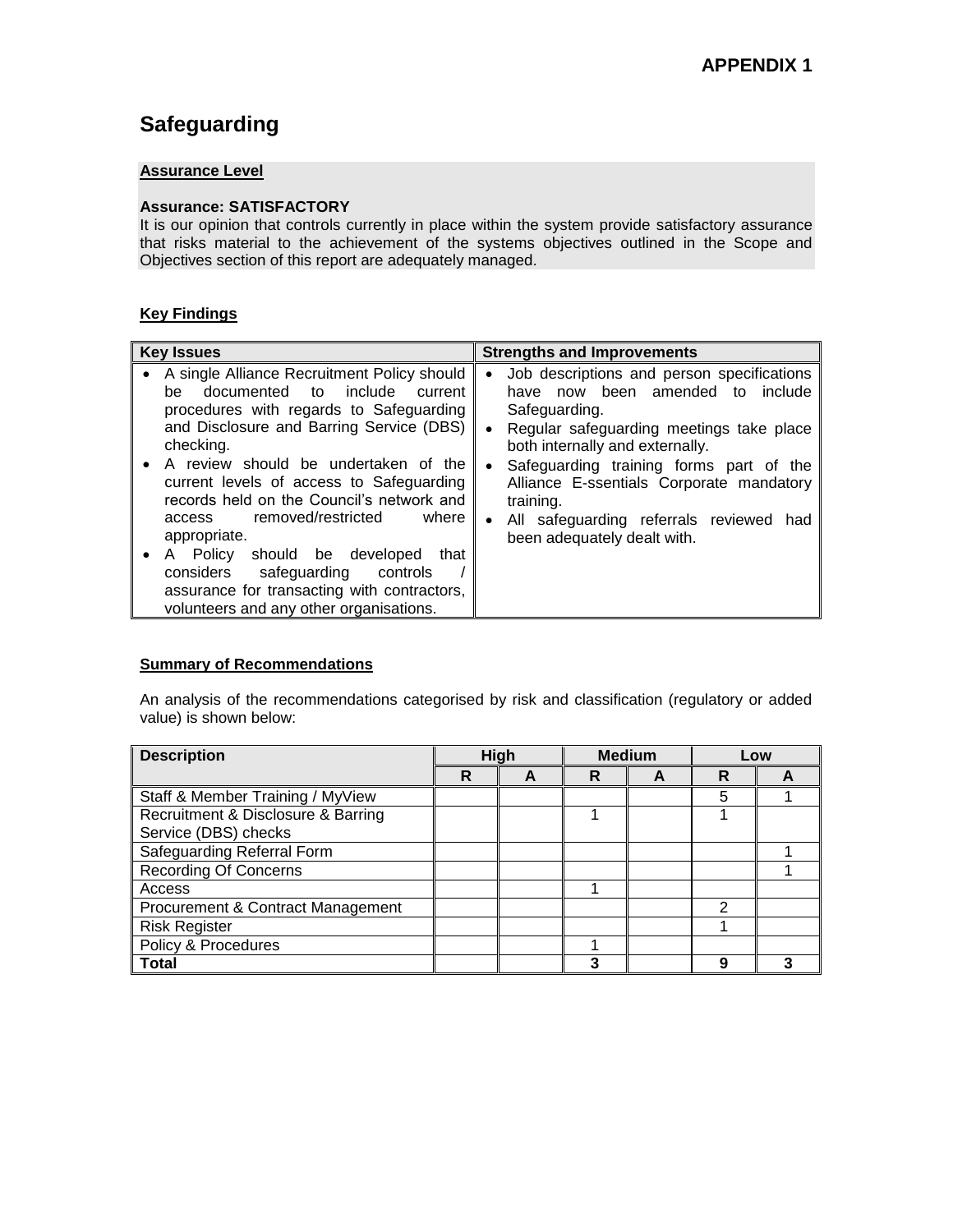**APPENDIX 1**

# Safeguarding

**Assurance Level**

**Assurance: SATISFACTORY**

It is our opinion that controls currently in place within the system provide satisfactory assurance that risks material to the achievement of the systems objectives outlined in the Scope and Objectives section of this report are adequately managed.

**Key Findings**

| Key Issues | Strengths and Improvements |
|---|---|
| • A single Alliance Recruitment Policy should be documented to include current procedures with regards to Safeguarding and Disclosure and Barring Service (DBS) checking.<br>• A review should be undertaken of the current levels of access to Safeguarding records held on the Council's network and access removed/restricted where appropriate.<br>• A Policy should be developed that considers safeguarding controls / assurance for transacting with contractors, volunteers and any other organisations. | • Job descriptions and person specifications have now been amended to include Safeguarding.<br>• Regular safeguarding meetings take place both internally and externally.<br>• Safeguarding training forms part of the Alliance E-ssentials Corporate mandatory training.<br>• All safeguarding referrals reviewed had been adequately dealt with. |

**Summary of Recommendations**

An analysis of the recommendations categorised by risk and classification (regulatory or added value) is shown below:

| Description | High | | Medium | | Low | |
|---|---|---|---|---|---|---|
| | R | A | R | A | R | A |
| Staff & Member Training / MyView | | | | | 5 | 1 |
| Recruitment & Disclosure & Barring Service (DBS) checks | | | 1 | | 1 | |
| Safeguarding Referral Form | | | | | | 1 |
| Recording Of Concerns | | | | | | 1 |
| Access | | | 1 | | | |
| Procurement & Contract Management | | | | | 2 | |
| Risk Register | | | | | 1 | |
| Policy & Procedures | | | 1 | | | |
| **Total** | | | **3** | | **9** | **3** |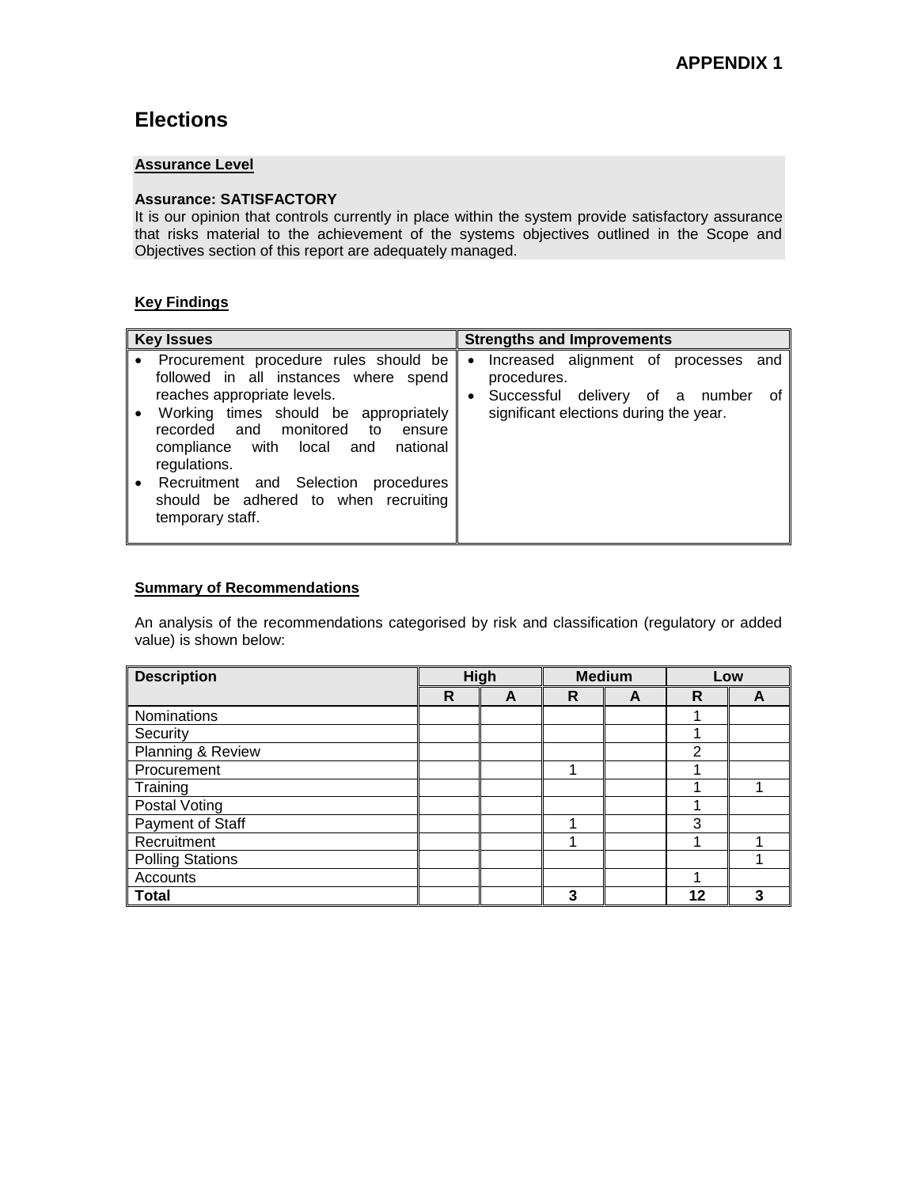**APPENDIX 1**

# Elections

**Assurance Level**

**Assurance: SATISFACTORY**
It is our opinion that controls currently in place within the system provide satisfactory assurance that risks material to the achievement of the systems objectives outlined in the Scope and Objectives section of this report are adequately managed.

**Key Findings**

| Key Issues | Strengths and Improvements |
| --- | --- |
| • Procurement procedure rules should be followed in all instances where spend reaches appropriate levels.<br>• Working times should be appropriately recorded and monitored to ensure compliance with local and national regulations.<br>• Recruitment and Selection procedures should be adhered to when recruiting temporary staff. | • Increased alignment of processes and procedures.<br>• Successful delivery of a number of significant elections during the year. |

**Summary of Recommendations**

An analysis of the recommendations categorised by risk and classification (regulatory or added value) is shown below:

| Description | High | | Medium | | Low | |
| --- | --- | --- | --- | --- | --- | --- |
| | R | A | R | A | R | A |
| Nominations | | | | | 1 | |
| Security | | | | | 1 | |
| Planning & Review | | | | | 2 | |
| Procurement | | | 1 | | 1 | |
| Training | | | | | 1 | 1 |
| Postal Voting | | | | | 1 | |
| Payment of Staff | | | 1 | | 3 | |
| Recruitment | | | 1 | | 1 | 1 |
| Polling Stations | | | | | | 1 |
| Accounts | | | | | 1 | |
| **Total** | | | **3** | | **12** | **3** |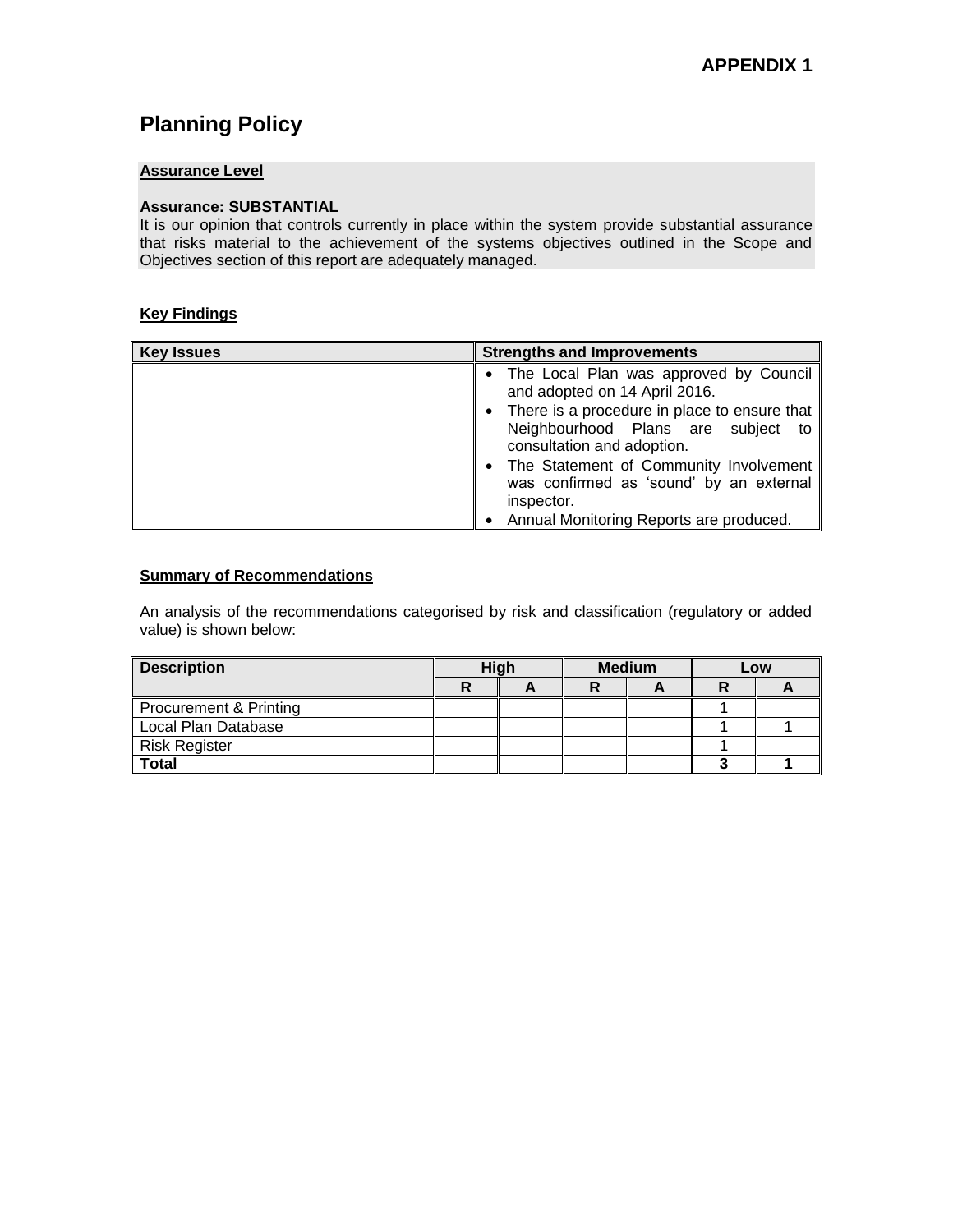**APPENDIX 1**

# Planning Policy

**Assurance Level**

**Assurance: SUBSTANTIAL**

It is our opinion that controls currently in place within the system provide substantial assurance that risks material to the achievement of the systems objectives outlined in the Scope and Objectives section of this report are adequately managed.

**Key Findings**

| Key Issues | Strengths and Improvements |
| --- | --- |
| | • The Local Plan was approved by Council and adopted on 14 April 2016.<br>• There is a procedure in place to ensure that Neighbourhood Plans are subject to consultation and adoption.<br>• The Statement of Community Involvement was confirmed as 'sound' by an external inspector.<br>• Annual Monitoring Reports are produced. |

**Summary of Recommendations**

An analysis of the recommendations categorised by risk and classification (regulatory or added value) is shown below:

| Description | High | | Medium | | Low | |
| --- | --- | --- | --- | --- | --- | --- |
| | R | A | R | A | R | A |
| Procurement & Printing | | | | | 1 | |
| Local Plan Database | | | | | 1 | 1 |
| Risk Register | | | | | 1 | |
| **Total** | | | | | **3** | **1** |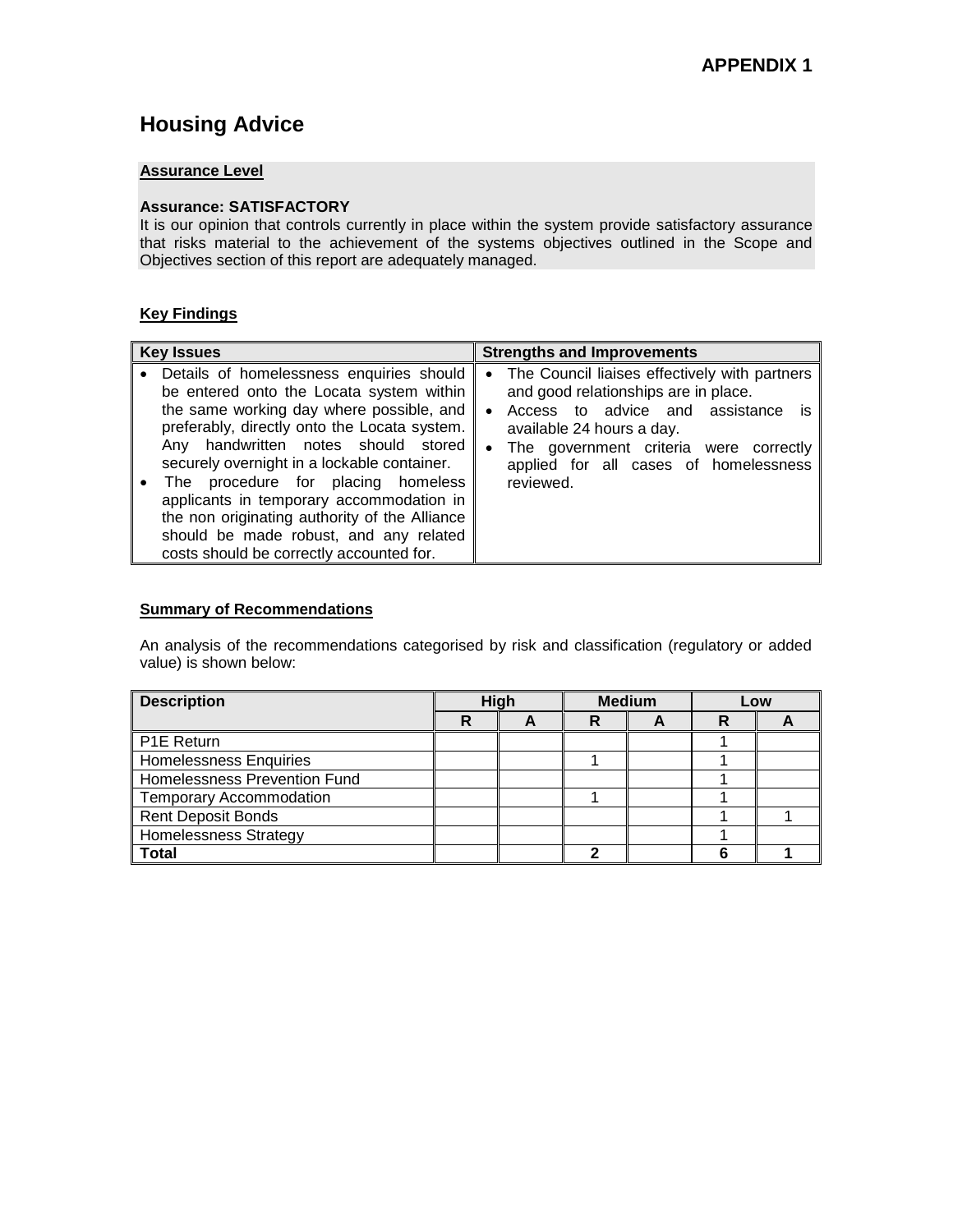**APPENDIX 1**

# Housing Advice

**Assurance Level**

**Assurance: SATISFACTORY**

It is our opinion that controls currently in place within the system provide satisfactory assurance that risks material to the achievement of the systems objectives outlined in the Scope and Objectives section of this report are adequately managed.

**Key Findings**

| Key Issues | Strengths and Improvements |
|---|---|
| • Details of homelessness enquiries should be entered onto the Locata system within the same working day where possible, and preferably, directly onto the Locata system. Any handwritten notes should stored securely overnight in a lockable container.<br>• The procedure for placing homeless applicants in temporary accommodation in the non originating authority of the Alliance should be made robust, and any related costs should be correctly accounted for. | • The Council liaises effectively with partners and good relationships are in place.<br>• Access to advice and assistance is available 24 hours a day.<br>• The government criteria were correctly applied for all cases of homelessness reviewed. |

**Summary of Recommendations**

An analysis of the recommendations categorised by risk and classification (regulatory or added value) is shown below:

| Description | High | | Medium | | Low | |
|---|---|---|---|---|---|---|
| | R | A | R | A | R | A |
| P1E Return | | | | | 1 | |
| Homelessness Enquiries | | | 1 | | 1 | |
| Homelessness Prevention Fund | | | | | 1 | |
| Temporary Accommodation | | | 1 | | 1 | |
| Rent Deposit Bonds | | | | | 1 | 1 |
| Homelessness Strategy | | | | | 1 | |
| **Total** | | | **2** | | **6** | **1** |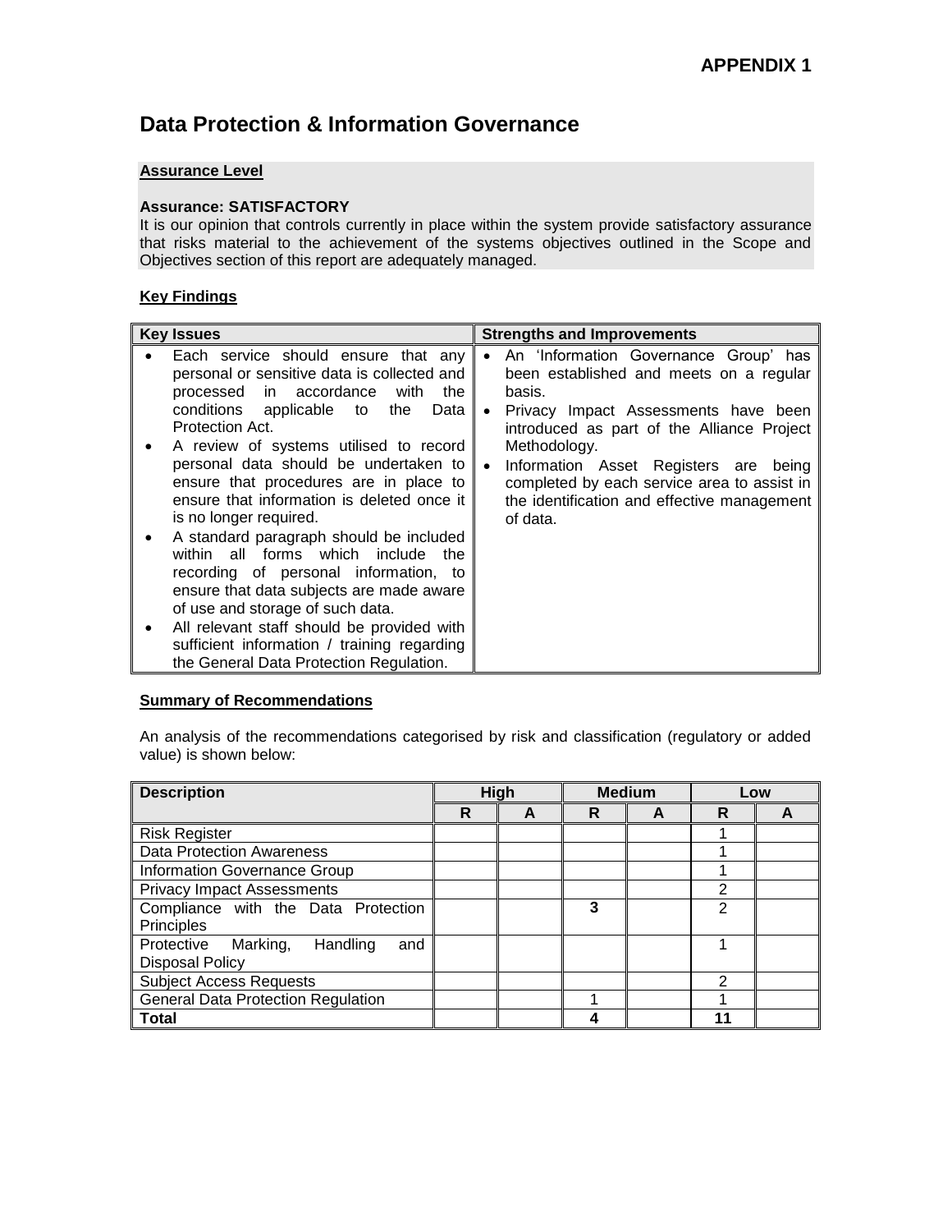**APPENDIX 1**

# Data Protection & Information Governance

**Assurance Level**

**Assurance: SATISFACTORY**

It is our opinion that controls currently in place within the system provide satisfactory assurance that risks material to the achievement of the systems objectives outlined in the Scope and Objectives section of this report are adequately managed.

**Key Findings**

| Key Issues | Strengths and Improvements |
|---|---|
| • Each service should ensure that any personal or sensitive data is collected and processed in accordance with the conditions applicable to the Data Protection Act.<br>• A review of systems utilised to record personal data should be undertaken to ensure that procedures are in place to ensure that information is deleted once it is no longer required.<br>• A standard paragraph should be included within all forms which include the recording of personal information, to ensure that data subjects are made aware of use and storage of such data.<br>• All relevant staff should be provided with sufficient information / training regarding the General Data Protection Regulation. | • An 'Information Governance Group' has been established and meets on a regular basis.<br>• Privacy Impact Assessments have been introduced as part of the Alliance Project Methodology.<br>• Information Asset Registers are being completed by each service area to assist in the identification and effective management of data. |

**Summary of Recommendations**

An analysis of the recommendations categorised by risk and classification (regulatory or added value) is shown below:

| Description | High | | Medium | | Low | |
|---|---|---|---|---|---|---|
| | R | A | R | A | R | A |
| Risk Register | | | | | 1 | |
| Data Protection Awareness | | | | | 1 | |
| Information Governance Group | | | | | 1 | |
| Privacy Impact Assessments | | | | | 2 | |
| Compliance with the Data Protection Principles | | | **3** | | 2 | |
| Protective Marking, Handling and Disposal Policy | | | | | 1 | |
| Subject Access Requests | | | | | 2 | |
| General Data Protection Regulation | | | 1 | | 1 | |
| **Total** | | | **4** | | **11** | |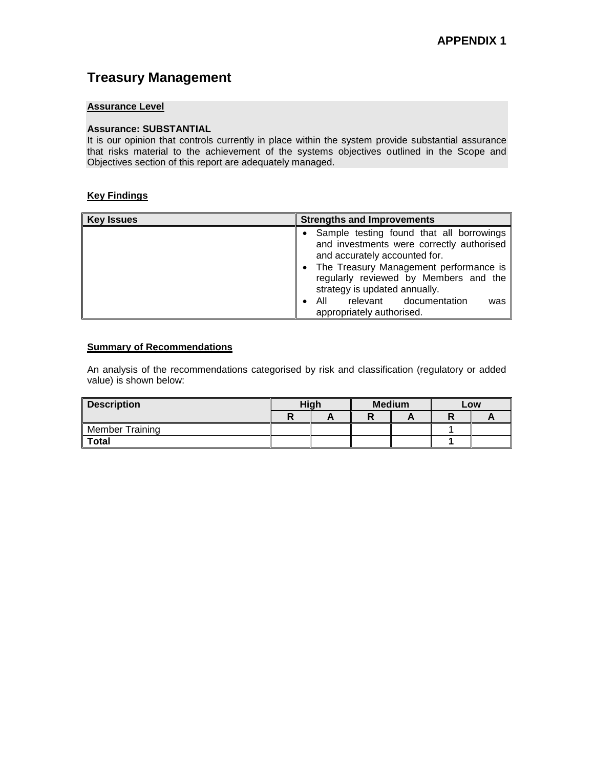**APPENDIX 1**

# Treasury Management

**Assurance Level**

**Assurance: SUBSTANTIAL**

It is our opinion that controls currently in place within the system provide substantial assurance that risks material to the achievement of the systems objectives outlined in the Scope and Objectives section of this report are adequately managed.

**Key Findings**

| Key Issues | Strengths and Improvements |
|---|---|
| | • Sample testing found that all borrowings and investments were correctly authorised and accurately accounted for.<br>• The Treasury Management performance is regularly reviewed by Members and the strategy is updated annually.<br>• All relevant documentation was appropriately authorised. |

**Summary of Recommendations**

An analysis of the recommendations categorised by risk and classification (regulatory or added value) is shown below:

| Description | High | | Medium | | Low | |
|---|---|---|---|---|---|---|
| | R | A | R | A | R | A |
| Member Training | | | | | 1 | |
| **Total** | | | | | **1** | |